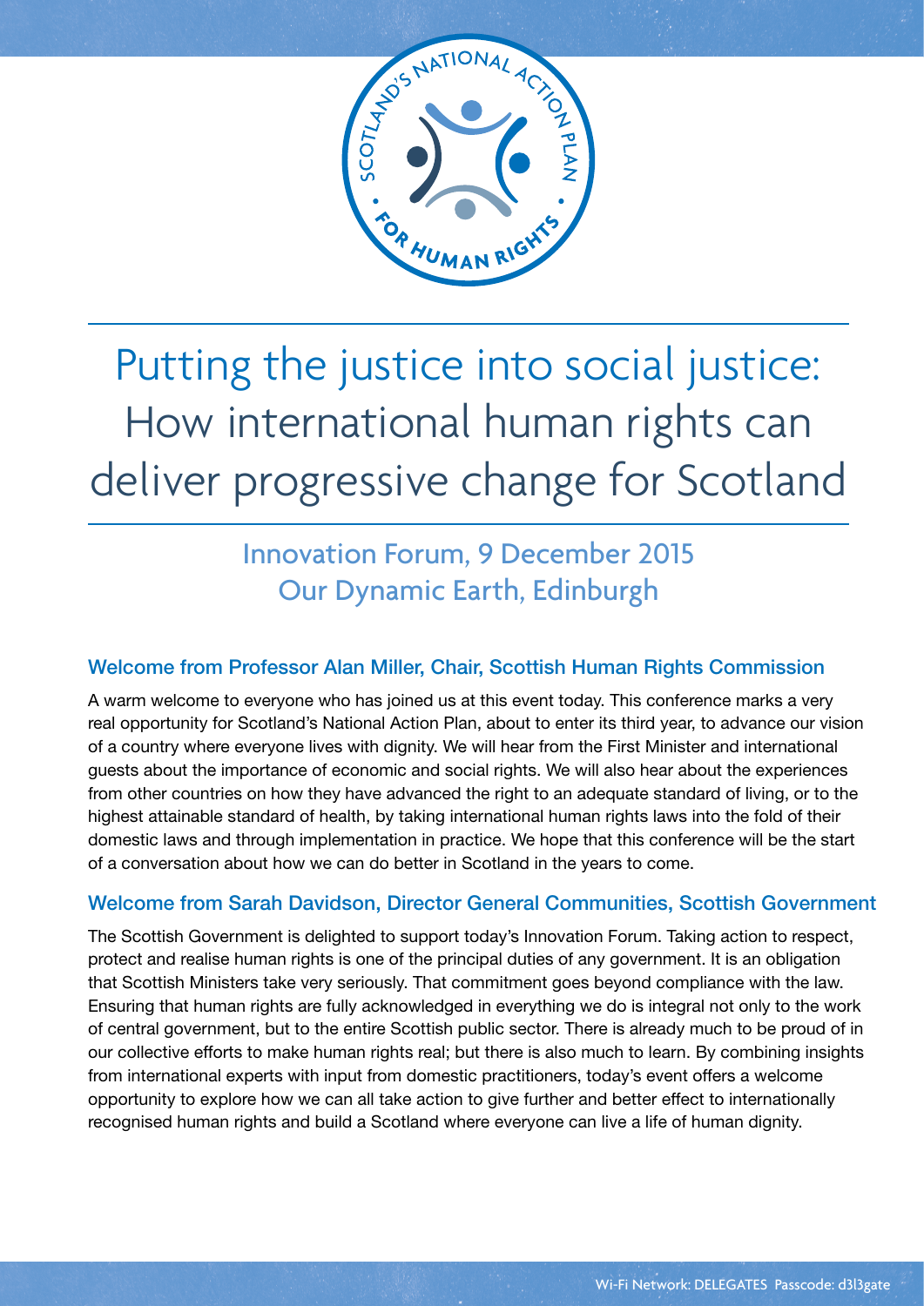# Putting the justice into social justice: How international human rights can deliver progressive change for Scotland

## Innovation Forum, 9 December 2015
## Our Dynamic Earth, Edinburgh

### Welcome from Professor Alan Miller, Chair, Scottish Human Rights Commission

A warm welcome to everyone who has joined us at this event today. This conference marks a very real opportunity for Scotland's National Action Plan, about to enter its third year, to advance our vision of a country where everyone lives with dignity. We will hear from the First Minister and international guests about the importance of economic and social rights. We will also hear about the experiences from other countries on how they have advanced the right to an adequate standard of living, or to the highest attainable standard of health, by taking international human rights laws into the fold of their domestic laws and through implementation in practice. We hope that this conference will be the start of a conversation about how we can do better in Scotland in the years to come.

### Welcome from Sarah Davidson, Director General Communities, Scottish Government

The Scottish Government is delighted to support today's Innovation Forum. Taking action to respect, protect and realise human rights is one of the principal duties of any government. It is an obligation that Scottish Ministers take very seriously. That commitment goes beyond compliance with the law. Ensuring that human rights are fully acknowledged in everything we do is integral not only to the work of central government, but to the entire Scottish public sector. There is already much to be proud of in our collective efforts to make human rights real; but there is also much to learn. By combining insights from international experts with input from domestic practitioners, today's event offers a welcome opportunity to explore how we can all take action to give further and better effect to internationally recognised human rights and build a Scotland where everyone can live a life of human dignity.

Wi-Fi Network: DELEGATES Passcode: d3l3gate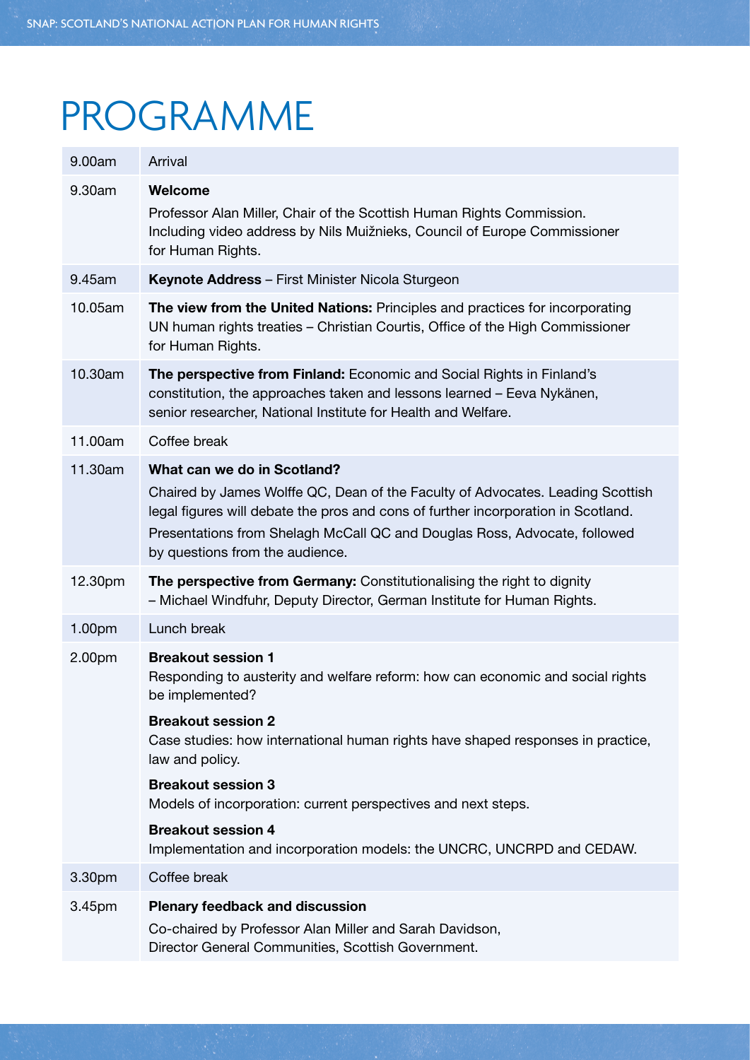# PROGRAMME

| | |
|---|---|
| 9.00am | Arrival |
| 9.30am | **Welcome**<br>Professor Alan Miller, Chair of the Scottish Human Rights Commission. Including video address by Nils Muižnieks, Council of Europe Commissioner for Human Rights. |
| 9.45am | **Keynote Address** – First Minister Nicola Sturgeon |
| 10.05am | **The view from the United Nations:** Principles and practices for incorporating UN human rights treaties – Christian Courtis, Office of the High Commissioner for Human Rights. |
| 10.30am | **The perspective from Finland:** Economic and Social Rights in Finland's constitution, the approaches taken and lessons learned – Eeva Nykänen, senior researcher, National Institute for Health and Welfare. |
| 11.00am | Coffee break |
| 11.30am | **What can we do in Scotland?**<br>Chaired by James Wolffe QC, Dean of the Faculty of Advocates. Leading Scottish legal figures will debate the pros and cons of further incorporation in Scotland.<br>Presentations from Shelagh McCall QC and Douglas Ross, Advocate, followed by questions from the audience. |
| 12.30pm | **The perspective from Germany:** Constitutionalising the right to dignity – Michael Windfuhr, Deputy Director, German Institute for Human Rights. |
| 1.00pm | Lunch break |
| 2.00pm | **Breakout session 1**<br>Responding to austerity and welfare reform: how can economic and social rights be implemented?<br>**Breakout session 2**<br>Case studies: how international human rights have shaped responses in practice, law and policy.<br>**Breakout session 3**<br>Models of incorporation: current perspectives and next steps.<br>**Breakout session 4**<br>Implementation and incorporation models: the UNCRC, UNCRPD and CEDAW. |
| 3.30pm | Coffee break |
| 3.45pm | **Plenary feedback and discussion**<br>Co-chaired by Professor Alan Miller and Sarah Davidson, Director General Communities, Scottish Government. |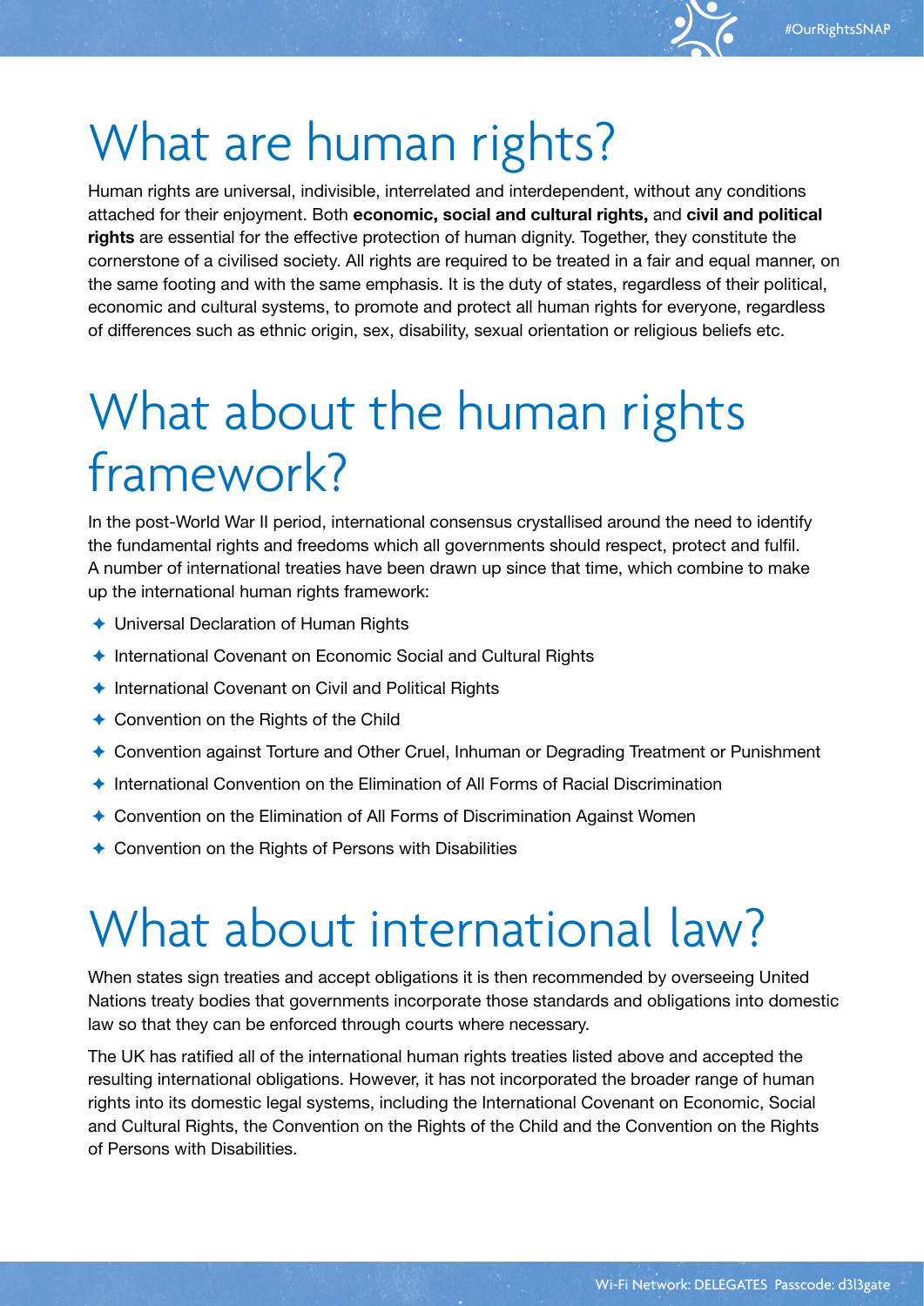# What are human rights?

Human rights are universal, indivisible, interrelated and interdependent, without any conditions attached for their enjoyment. Both **economic, social and cultural rights,** and **civil and political rights** are essential for the effective protection of human dignity. Together, they constitute the cornerstone of a civilised society. All rights are required to be treated in a fair and equal manner, on the same footing and with the same emphasis. It is the duty of states, regardless of their political, economic and cultural systems, to promote and protect all human rights for everyone, regardless of differences such as ethnic origin, sex, disability, sexual orientation or religious beliefs etc.

# What about the human rights framework?

In the post-World War II period, international consensus crystallised around the need to identify the fundamental rights and freedoms which all governments should respect, protect and fulfil. A number of international treaties have been drawn up since that time, which combine to make up the international human rights framework:

- Universal Declaration of Human Rights
- International Covenant on Economic Social and Cultural Rights
- International Covenant on Civil and Political Rights
- Convention on the Rights of the Child
- Convention against Torture and Other Cruel, Inhuman or Degrading Treatment or Punishment
- International Convention on the Elimination of All Forms of Racial Discrimination
- Convention on the Elimination of All Forms of Discrimination Against Women
- Convention on the Rights of Persons with Disabilities

# What about international law?

When states sign treaties and accept obligations it is then recommended by overseeing United Nations treaty bodies that governments incorporate those standards and obligations into domestic law so that they can be enforced through courts where necessary.

The UK has ratified all of the international human rights treaties listed above and accepted the resulting international obligations. However, it has not incorporated the broader range of human rights into its domestic legal systems, including the International Covenant on Economic, Social and Cultural Rights, the Convention on the Rights of the Child and the Convention on the Rights of Persons with Disabilities.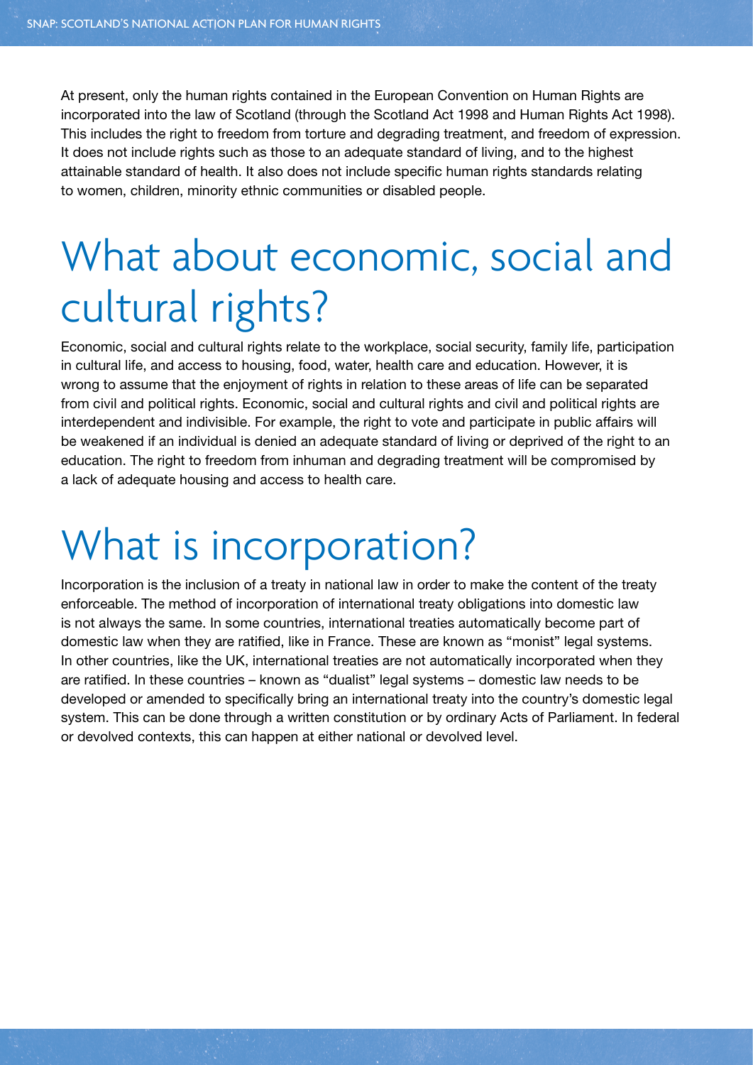At present, only the human rights contained in the European Convention on Human Rights are incorporated into the law of Scotland (through the Scotland Act 1998 and Human Rights Act 1998). This includes the right to freedom from torture and degrading treatment, and freedom of expression. It does not include rights such as those to an adequate standard of living, and to the highest attainable standard of health. It also does not include specific human rights standards relating to women, children, minority ethnic communities or disabled people.

## What about economic, social and cultural rights?

Economic, social and cultural rights relate to the workplace, social security, family life, participation in cultural life, and access to housing, food, water, health care and education. However, it is wrong to assume that the enjoyment of rights in relation to these areas of life can be separated from civil and political rights. Economic, social and cultural rights and civil and political rights are interdependent and indivisible. For example, the right to vote and participate in public affairs will be weakened if an individual is denied an adequate standard of living or deprived of the right to an education. The right to freedom from inhuman and degrading treatment will be compromised by a lack of adequate housing and access to health care.

## What is incorporation?

Incorporation is the inclusion of a treaty in national law in order to make the content of the treaty enforceable. The method of incorporation of international treaty obligations into domestic law is not always the same. In some countries, international treaties automatically become part of domestic law when they are ratified, like in France. These are known as "monist" legal systems. In other countries, like the UK, international treaties are not automatically incorporated when they are ratified. In these countries – known as "dualist" legal systems – domestic law needs to be developed or amended to specifically bring an international treaty into the country's domestic legal system. This can be done through a written constitution or by ordinary Acts of Parliament. In federal or devolved contexts, this can happen at either national or devolved level.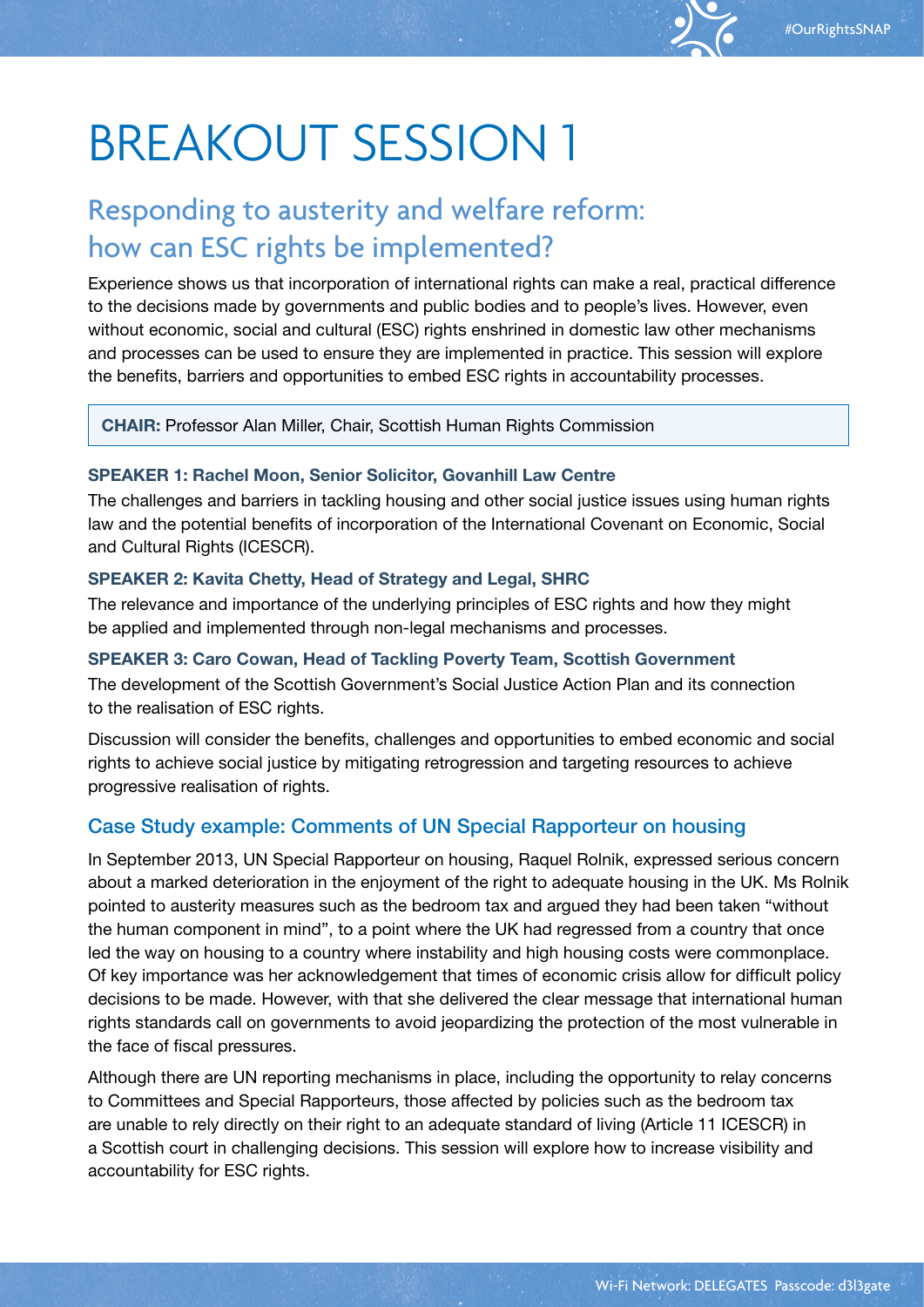# BREAKOUT SESSION 1

## Responding to austerity and welfare reform: how can ESC rights be implemented?

Experience shows us that incorporation of international rights can make a real, practical difference to the decisions made by governments and public bodies and to people's lives. However, even without economic, social and cultural (ESC) rights enshrined in domestic law other mechanisms and processes can be used to ensure they are implemented in practice. This session will explore the benefits, barriers and opportunities to embed ESC rights in accountability processes.

**CHAIR:** Professor Alan Miller, Chair, Scottish Human Rights Commission

**SPEAKER 1: Rachel Moon, Senior Solicitor, Govanhill Law Centre**

The challenges and barriers in tackling housing and other social justice issues using human rights law and the potential benefits of incorporation of the International Covenant on Economic, Social and Cultural Rights (ICESCR).

**SPEAKER 2: Kavita Chetty, Head of Strategy and Legal, SHRC**

The relevance and importance of the underlying principles of ESC rights and how they might be applied and implemented through non-legal mechanisms and processes.

**SPEAKER 3: Caro Cowan, Head of Tackling Poverty Team, Scottish Government**

The development of the Scottish Government's Social Justice Action Plan and its connection to the realisation of ESC rights.

Discussion will consider the benefits, challenges and opportunities to embed economic and social rights to achieve social justice by mitigating retrogression and targeting resources to achieve progressive realisation of rights.

### Case Study example: Comments of UN Special Rapporteur on housing

In September 2013, UN Special Rapporteur on housing, Raquel Rolnik, expressed serious concern about a marked deterioration in the enjoyment of the right to adequate housing in the UK. Ms Rolnik pointed to austerity measures such as the bedroom tax and argued they had been taken "without the human component in mind", to a point where the UK had regressed from a country that once led the way on housing to a country where instability and high housing costs were commonplace. Of key importance was her acknowledgement that times of economic crisis allow for difficult policy decisions to be made. However, with that she delivered the clear message that international human rights standards call on governments to avoid jeopardizing the protection of the most vulnerable in the face of fiscal pressures.

Although there are UN reporting mechanisms in place, including the opportunity to relay concerns to Committees and Special Rapporteurs, those affected by policies such as the bedroom tax are unable to rely directly on their right to an adequate standard of living (Article 11 ICESCR) in a Scottish court in challenging decisions. This session will explore how to increase visibility and accountability for ESC rights.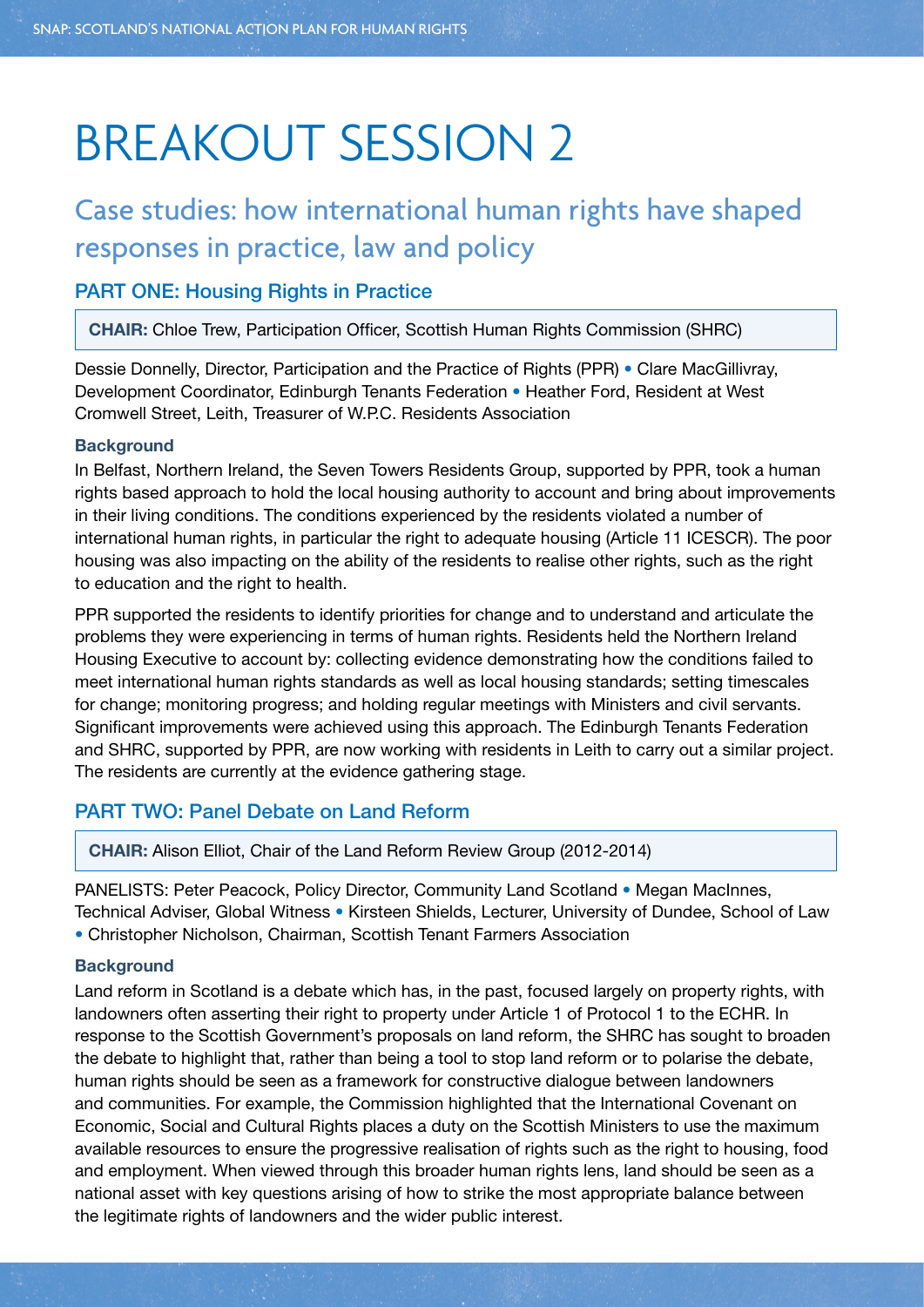# BREAKOUT SESSION 2

## Case studies: how international human rights have shaped responses in practice, law and policy

### PART ONE: Housing Rights in Practice

**CHAIR:** Chloe Trew, Participation Officer, Scottish Human Rights Commission (SHRC)

Dessie Donnelly, Director, Participation and the Practice of Rights (PPR) • Clare MacGillivray, Development Coordinator, Edinburgh Tenants Federation • Heather Ford, Resident at West Cromwell Street, Leith, Treasurer of W.P.C. Residents Association

**Background**

In Belfast, Northern Ireland, the Seven Towers Residents Group, supported by PPR, took a human rights based approach to hold the local housing authority to account and bring about improvements in their living conditions. The conditions experienced by the residents violated a number of international human rights, in particular the right to adequate housing (Article 11 ICESCR). The poor housing was also impacting on the ability of the residents to realise other rights, such as the right to education and the right to health.

PPR supported the residents to identify priorities for change and to understand and articulate the problems they were experiencing in terms of human rights. Residents held the Northern Ireland Housing Executive to account by: collecting evidence demonstrating how the conditions failed to meet international human rights standards as well as local housing standards; setting timescales for change; monitoring progress; and holding regular meetings with Ministers and civil servants. Significant improvements were achieved using this approach. The Edinburgh Tenants Federation and SHRC, supported by PPR, are now working with residents in Leith to carry out a similar project. The residents are currently at the evidence gathering stage.

### PART TWO: Panel Debate on Land Reform

**CHAIR:** Alison Elliot, Chair of the Land Reform Review Group (2012-2014)

PANELISTS: Peter Peacock, Policy Director, Community Land Scotland • Megan MacInnes, Technical Adviser, Global Witness • Kirsteen Shields, Lecturer, University of Dundee, School of Law • Christopher Nicholson, Chairman, Scottish Tenant Farmers Association

**Background**

Land reform in Scotland is a debate which has, in the past, focused largely on property rights, with landowners often asserting their right to property under Article 1 of Protocol 1 to the ECHR. In response to the Scottish Government's proposals on land reform, the SHRC has sought to broaden the debate to highlight that, rather than being a tool to stop land reform or to polarise the debate, human rights should be seen as a framework for constructive dialogue between landowners and communities. For example, the Commission highlighted that the International Covenant on Economic, Social and Cultural Rights places a duty on the Scottish Ministers to use the maximum available resources to ensure the progressive realisation of rights such as the right to housing, food and employment. When viewed through this broader human rights lens, land should be seen as a national asset with key questions arising of how to strike the most appropriate balance between the legitimate rights of landowners and the wider public interest.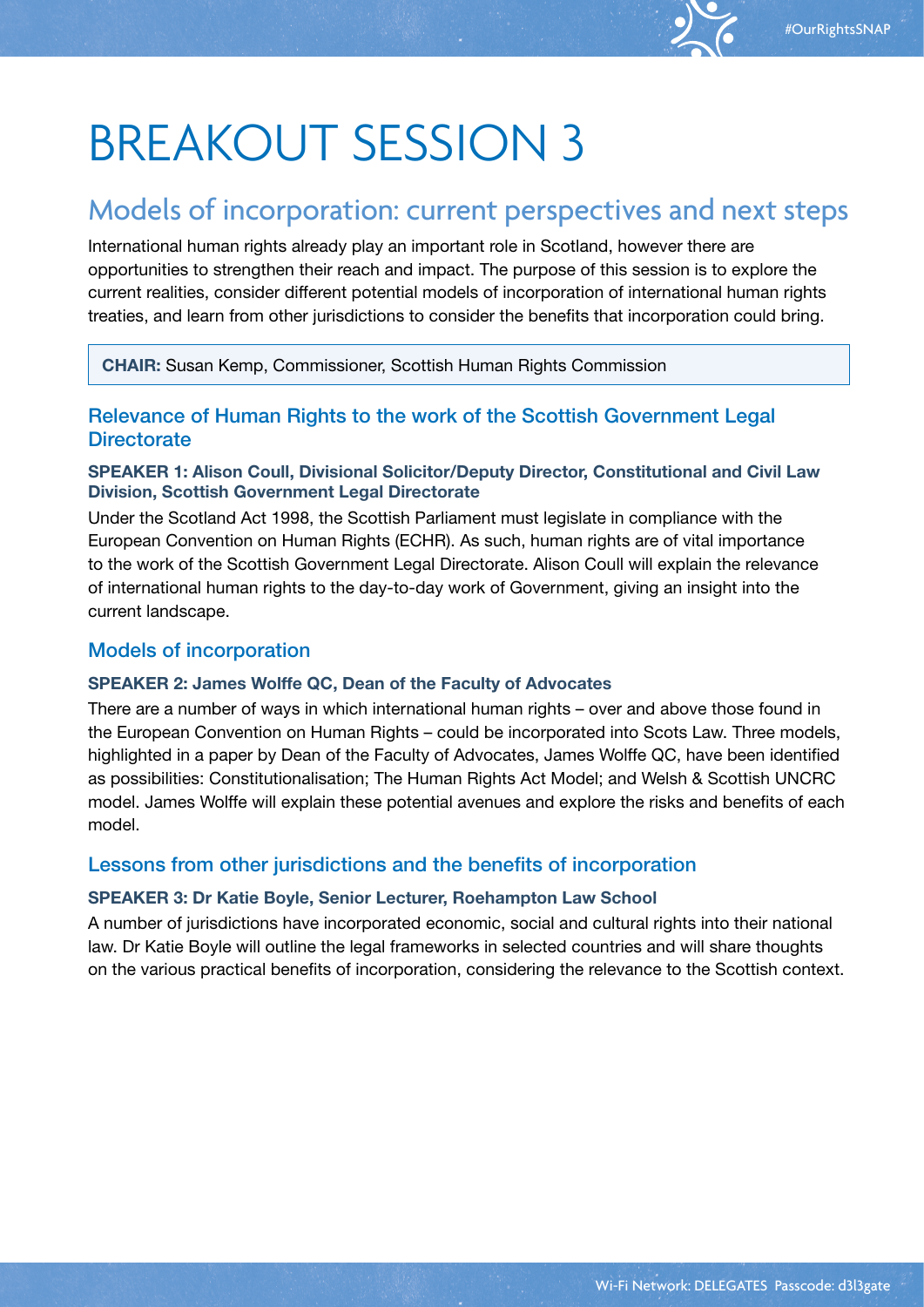# BREAKOUT SESSION 3

## Models of incorporation: current perspectives and next steps

International human rights already play an important role in Scotland, however there are opportunities to strengthen their reach and impact. The purpose of this session is to explore the current realities, consider different potential models of incorporation of international human rights treaties, and learn from other jurisdictions to consider the benefits that incorporation could bring.

**CHAIR:** Susan Kemp, Commissioner, Scottish Human Rights Commission

### Relevance of Human Rights to the work of the Scottish Government Legal Directorate

**SPEAKER 1: Alison Coull, Divisional Solicitor/Deputy Director, Constitutional and Civil Law Division, Scottish Government Legal Directorate**

Under the Scotland Act 1998, the Scottish Parliament must legislate in compliance with the European Convention on Human Rights (ECHR). As such, human rights are of vital importance to the work of the Scottish Government Legal Directorate. Alison Coull will explain the relevance of international human rights to the day-to-day work of Government, giving an insight into the current landscape.

### Models of incorporation

**SPEAKER 2: James Wolffe QC, Dean of the Faculty of Advocates**

There are a number of ways in which international human rights – over and above those found in the European Convention on Human Rights – could be incorporated into Scots Law. Three models, highlighted in a paper by Dean of the Faculty of Advocates, James Wolffe QC, have been identified as possibilities: Constitutionalisation; The Human Rights Act Model; and Welsh & Scottish UNCRC model. James Wolffe will explain these potential avenues and explore the risks and benefits of each model.

### Lessons from other jurisdictions and the benefits of incorporation

**SPEAKER 3: Dr Katie Boyle, Senior Lecturer, Roehampton Law School**

A number of jurisdictions have incorporated economic, social and cultural rights into their national law. Dr Katie Boyle will outline the legal frameworks in selected countries and will share thoughts on the various practical benefits of incorporation, considering the relevance to the Scottish context.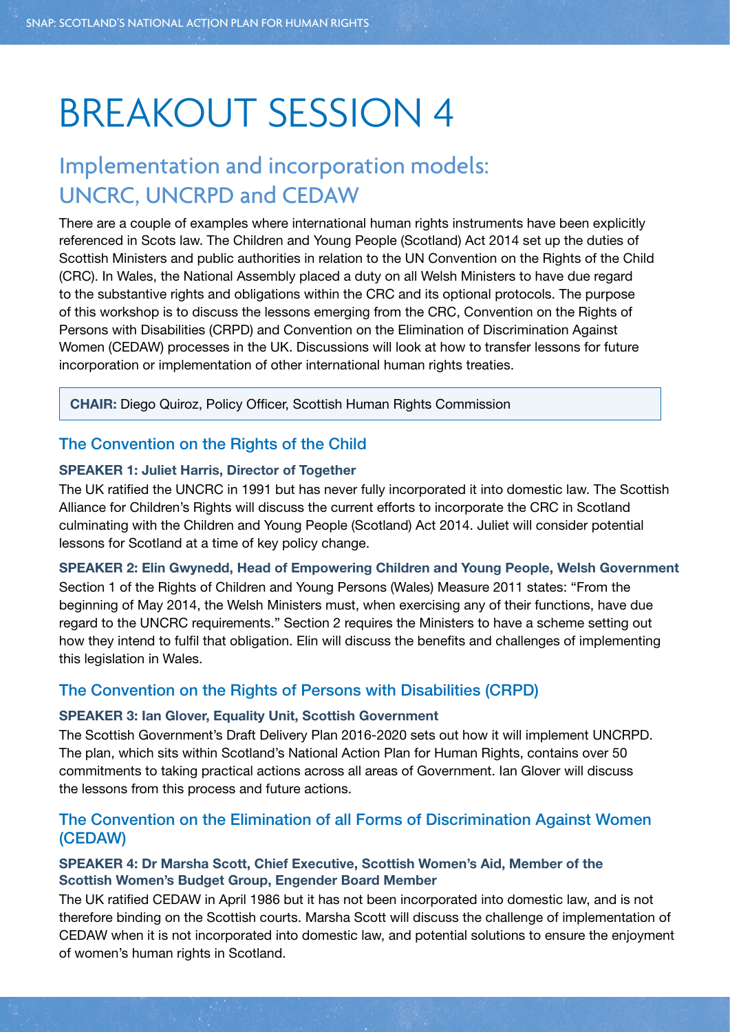# BREAKOUT SESSION 4

## Implementation and incorporation models: UNCRC, UNCRPD and CEDAW

There are a couple of examples where international human rights instruments have been explicitly referenced in Scots law. The Children and Young People (Scotland) Act 2014 set up the duties of Scottish Ministers and public authorities in relation to the UN Convention on the Rights of the Child (CRC). In Wales, the National Assembly placed a duty on all Welsh Ministers to have due regard to the substantive rights and obligations within the CRC and its optional protocols. The purpose of this workshop is to discuss the lessons emerging from the CRC, Convention on the Rights of Persons with Disabilities (CRPD) and Convention on the Elimination of Discrimination Against Women (CEDAW) processes in the UK. Discussions will look at how to transfer lessons for future incorporation or implementation of other international human rights treaties.

**CHAIR:** Diego Quiroz, Policy Officer, Scottish Human Rights Commission

### The Convention on the Rights of the Child

**SPEAKER 1: Juliet Harris, Director of Together**

The UK ratified the UNCRC in 1991 but has never fully incorporated it into domestic law. The Scottish Alliance for Children's Rights will discuss the current efforts to incorporate the CRC in Scotland culminating with the Children and Young People (Scotland) Act 2014. Juliet will consider potential lessons for Scotland at a time of key policy change.

**SPEAKER 2: Elin Gwynedd, Head of Empowering Children and Young People, Welsh Government**

Section 1 of the Rights of Children and Young Persons (Wales) Measure 2011 states: "From the beginning of May 2014, the Welsh Ministers must, when exercising any of their functions, have due regard to the UNCRC requirements." Section 2 requires the Ministers to have a scheme setting out how they intend to fulfil that obligation. Elin will discuss the benefits and challenges of implementing this legislation in Wales.

### The Convention on the Rights of Persons with Disabilities (CRPD)

**SPEAKER 3: Ian Glover, Equality Unit, Scottish Government**

The Scottish Government's Draft Delivery Plan 2016-2020 sets out how it will implement UNCRPD. The plan, which sits within Scotland's National Action Plan for Human Rights, contains over 50 commitments to taking practical actions across all areas of Government. Ian Glover will discuss the lessons from this process and future actions.

### The Convention on the Elimination of all Forms of Discrimination Against Women (CEDAW)

**SPEAKER 4: Dr Marsha Scott, Chief Executive, Scottish Women's Aid, Member of the Scottish Women's Budget Group, Engender Board Member**

The UK ratified CEDAW in April 1986 but it has not been incorporated into domestic law, and is not therefore binding on the Scottish courts. Marsha Scott will discuss the challenge of implementation of CEDAW when it is not incorporated into domestic law, and potential solutions to ensure the enjoyment of women's human rights in Scotland.